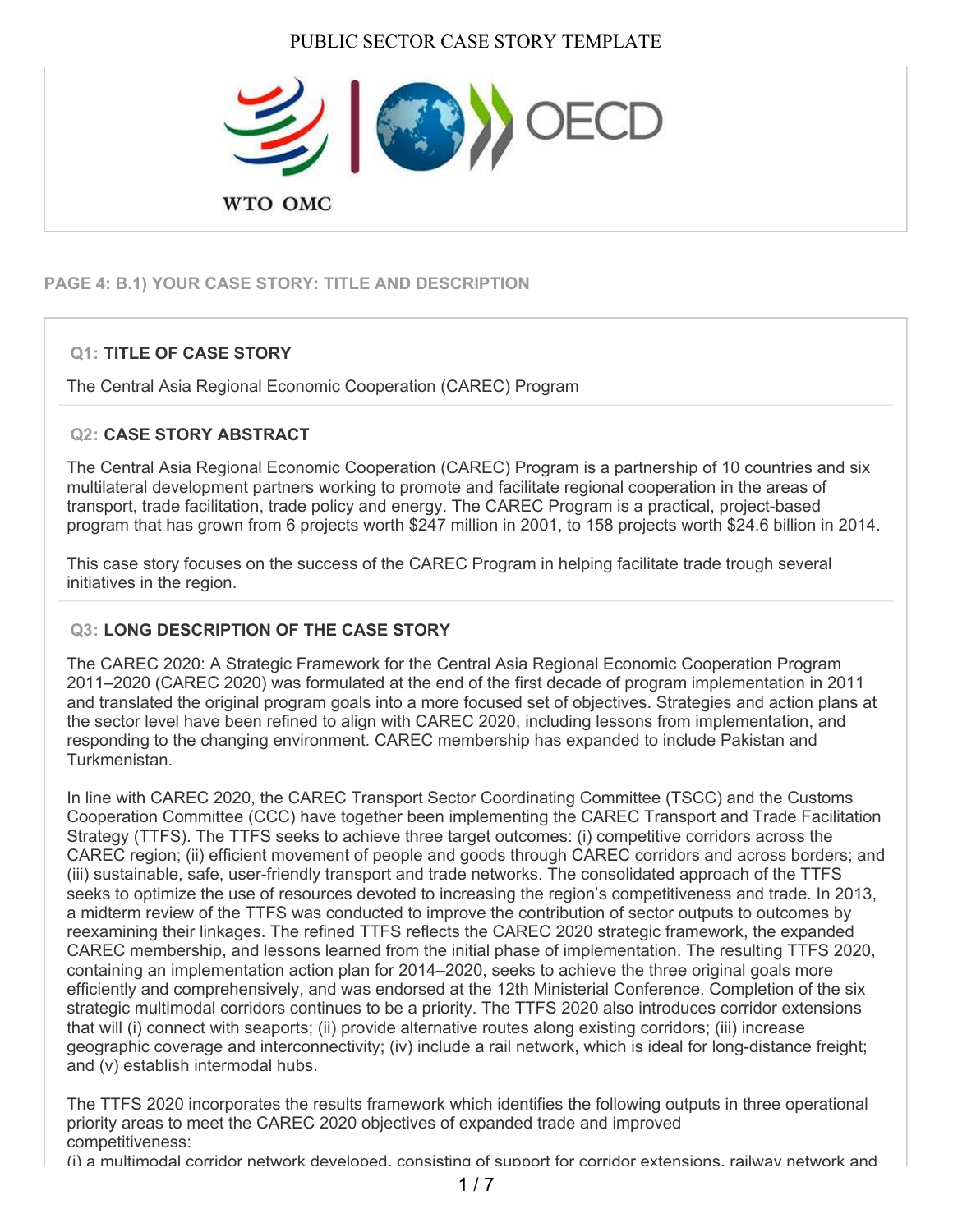PUBLIC SECTOR CASE STORY TEMPLATE

WTO OMC | OECD

## PAGE 4: B.1) YOUR CASE STORY: TITLE AND DESCRIPTION

### Q1: TITLE OF CASE STORY

The Central Asia Regional Economic Cooperation (CAREC) Program

### Q2: CASE STORY ABSTRACT

The Central Asia Regional Economic Cooperation (CAREC) Program is a partnership of 10 countries and six multilateral development partners working to promote and facilitate regional cooperation in the areas of transport, trade facilitation, trade policy and energy. The CAREC Program is a practical, project-based program that has grown from 6 projects worth $247 million in 2001, to 158 projects worth $24.6 billion in 2014.

This case story focuses on the success of the CAREC Program in helping facilitate trade trough several initiatives in the region.

### Q3: LONG DESCRIPTION OF THE CASE STORY

The CAREC 2020: A Strategic Framework for the Central Asia Regional Economic Cooperation Program 2011–2020 (CAREC 2020) was formulated at the end of the first decade of program implementation in 2011 and translated the original program goals into a more focused set of objectives. Strategies and action plans at the sector level have been refined to align with CAREC 2020, including lessons from implementation, and responding to the changing environment. CAREC membership has expanded to include Pakistan and Turkmenistan.

In line with CAREC 2020, the CAREC Transport Sector Coordinating Committee (TSCC) and the Customs Cooperation Committee (CCC) have together been implementing the CAREC Transport and Trade Facilitation Strategy (TTFS). The TTFS seeks to achieve three target outcomes: (i) competitive corridors across the CAREC region; (ii) efficient movement of people and goods through CAREC corridors and across borders; and (iii) sustainable, safe, user-friendly transport and trade networks. The consolidated approach of the TTFS seeks to optimize the use of resources devoted to increasing the region's competitiveness and trade. In 2013, a midterm review of the TTFS was conducted to improve the contribution of sector outputs to outcomes by reexamining their linkages. The refined TTFS reflects the CAREC 2020 strategic framework, the expanded CAREC membership, and lessons learned from the initial phase of implementation. The resulting TTFS 2020, containing an implementation action plan for 2014–2020, seeks to achieve the three original goals more efficiently and comprehensively, and was endorsed at the 12th Ministerial Conference. Completion of the six strategic multimodal corridors continues to be a priority. The TTFS 2020 also introduces corridor extensions that will (i) connect with seaports; (ii) provide alternative routes along existing corridors; (iii) increase geographic coverage and interconnectivity; (iv) include a rail network, which is ideal for long-distance freight; and (v) establish intermodal hubs.

The TTFS 2020 incorporates the results framework which identifies the following outputs in three operational priority areas to meet the CAREC 2020 objectives of expanded trade and improved competitiveness:

(i) a multimodal corridor network developed, consisting of support for corridor extensions, railway network and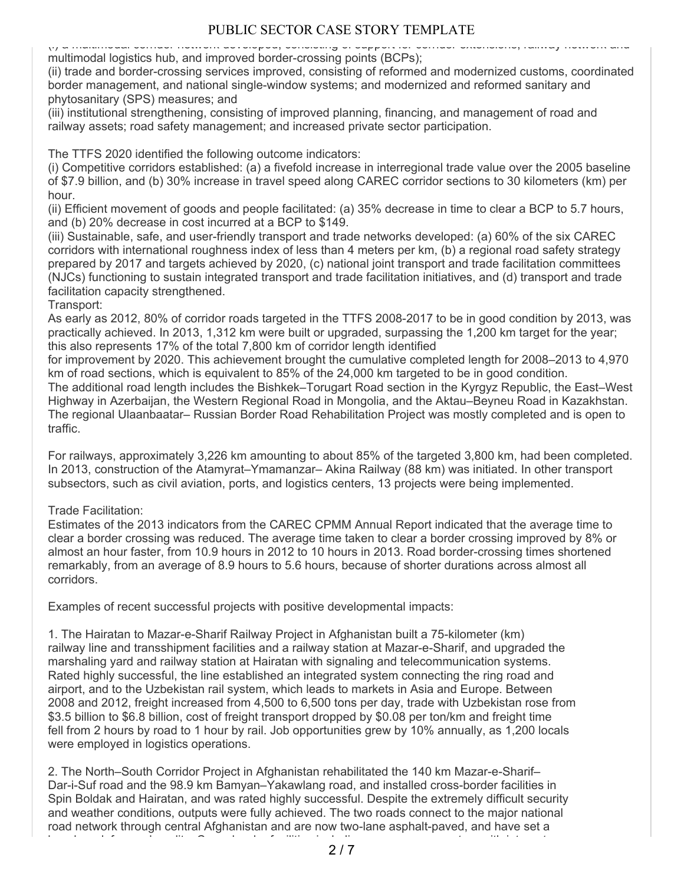(i) a multimodal corridor network developed, consisting of support for corridor extensions, railway network and multimodal logistics hub, and improved border-crossing points (BCPs);
(ii) trade and border-crossing services improved, consisting of reformed and modernized customs, coordinated border management, and national single-window systems; and modernized and reformed sanitary and phytosanitary (SPS) measures; and
(iii) institutional strengthening, consisting of improved planning, financing, and management of road and railway assets; road safety management; and increased private sector participation.

The TTFS 2020 identified the following outcome indicators:
(i) Competitive corridors established: (a) a fivefold increase in interregional trade value over the 2005 baseline of $7.9 billion, and (b) 30% increase in travel speed along CAREC corridor sections to 30 kilometers (km) per hour.
(ii) Efficient movement of goods and people facilitated: (a) 35% decrease in time to clear a BCP to 5.7 hours, and (b) 20% decrease in cost incurred at a BCP to $149.
(iii) Sustainable, safe, and user-friendly transport and trade networks developed: (a) 60% of the six CAREC corridors with international roughness index of less than 4 meters per km, (b) a regional road safety strategy prepared by 2017 and targets achieved by 2020, (c) national joint transport and trade facilitation committees (NJCs) functioning to sustain integrated transport and trade facilitation initiatives, and (d) transport and trade facilitation capacity strengthened.
Transport:
As early as 2012, 80% of corridor roads targeted in the TTFS 2008-2017 to be in good condition by 2013, was practically achieved. In 2013, 1,312 km were built or upgraded, surpassing the 1,200 km target for the year; this also represents 17% of the total 7,800 km of corridor length identified
for improvement by 2020. This achievement brought the cumulative completed length for 2008–2013 to 4,970 km of road sections, which is equivalent to 85% of the 24,000 km targeted to be in good condition.
The additional road length includes the Bishkek–Torugart Road section in the Kyrgyz Republic, the East–West Highway in Azerbaijan, the Western Regional Road in Mongolia, and the Aktau–Beyneu Road in Kazakhstan. The regional Ulaanbaatar– Russian Border Road Rehabilitation Project was mostly completed and is open to traffic.

For railways, approximately 3,226 km amounting to about 85% of the targeted 3,800 km, had been completed. In 2013, construction of the Atamyrat–Ymamanzar– Akina Railway (88 km) was initiated. In other transport subsectors, such as civil aviation, ports, and logistics centers, 13 projects were being implemented.

Trade Facilitation:
Estimates of the 2013 indicators from the CAREC CPMM Annual Report indicated that the average time to clear a border crossing was reduced. The average time taken to clear a border crossing improved by 8% or almost an hour faster, from 10.9 hours in 2012 to 10 hours in 2013. Road border-crossing times shortened remarkably, from an average of 8.9 hours to 5.6 hours, because of shorter durations across almost all corridors.

Examples of recent successful projects with positive developmental impacts:

1. The Hairatan to Mazar-e-Sharif Railway Project in Afghanistan built a 75-kilometer (km) railway line and transshipment facilities and a railway station at Mazar-e-Sharif, and upgraded the marshaling yard and railway station at Hairatan with signaling and telecommunication systems. Rated highly successful, the line established an integrated system connecting the ring road and airport, and to the Uzbekistan rail system, which leads to markets in Asia and Europe. Between 2008 and 2012, freight increased from 4,500 to 6,500 tons per day, trade with Uzbekistan rose from $3.5 billion to $6.8 billion, cost of freight transport dropped by $0.08 per ton/km and freight time fell from 2 hours by road to 1 hour by rail. Job opportunities grew by 10% annually, as 1,200 locals were employed in logistics operations.

2. The North–South Corridor Project in Afghanistan rehabilitated the 140 km Mazar-e-Sharif–Dar-i-Suf road and the 98.9 km Bamyan–Yakawlang road, and installed cross-border facilities in Spin Boldak and Hairatan, and was rated highly successful. Despite the extremely difficult security and weather conditions, outputs were fully achieved. The two roads connect to the major national road network through central Afghanistan and are now two-lane asphalt-paved, and have set a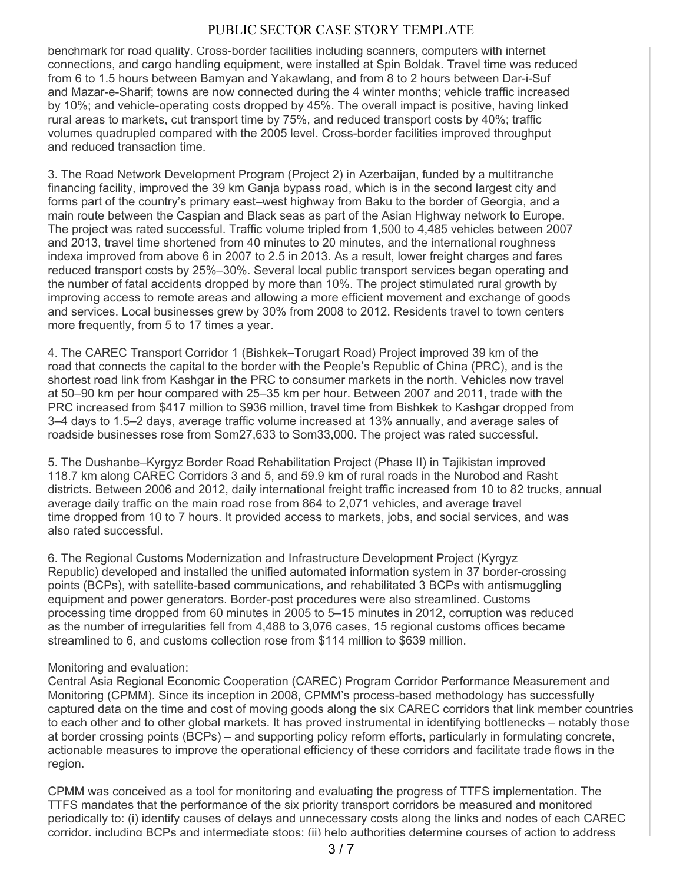benchmark for road quality. Cross-border facilities including scanners, computers with internet connections, and cargo handling equipment, were installed at Spin Boldak. Travel time was reduced from 6 to 1.5 hours between Bamyan and Yakawlang, and from 8 to 2 hours between Dar-i-Suf and Mazar-e-Sharif; towns are now connected during the 4 winter months; vehicle traffic increased by 10%; and vehicle-operating costs dropped by 45%. The overall impact is positive, having linked rural areas to markets, cut transport time by 75%, and reduced transport costs by 40%; traffic volumes quadrupled compared with the 2005 level. Cross-border facilities improved throughput and reduced transaction time.

3. The Road Network Development Program (Project 2) in Azerbaijan, funded by a multitranche financing facility, improved the 39 km Ganja bypass road, which is in the second largest city and forms part of the country's primary east–west highway from Baku to the border of Georgia, and a main route between the Caspian and Black seas as part of the Asian Highway network to Europe. The project was rated successful. Traffic volume tripled from 1,500 to 4,485 vehicles between 2007 and 2013, travel time shortened from 40 minutes to 20 minutes, and the international roughness indexa improved from above 6 in 2007 to 2.5 in 2013. As a result, lower freight charges and fares reduced transport costs by 25%–30%. Several local public transport services began operating and the number of fatal accidents dropped by more than 10%. The project stimulated rural growth by improving access to remote areas and allowing a more efficient movement and exchange of goods and services. Local businesses grew by 30% from 2008 to 2012. Residents travel to town centers more frequently, from 5 to 17 times a year.

4. The CAREC Transport Corridor 1 (Bishkek–Torugart Road) Project improved 39 km of the road that connects the capital to the border with the People's Republic of China (PRC), and is the shortest road link from Kashgar in the PRC to consumer markets in the north. Vehicles now travel at 50–90 km per hour compared with 25–35 km per hour. Between 2007 and 2011, trade with the PRC increased from $417 million to $936 million, travel time from Bishkek to Kashgar dropped from 3–4 days to 1.5–2 days, average traffic volume increased at 13% annually, and average sales of roadside businesses rose from Som27,633 to Som33,000. The project was rated successful.

5. The Dushanbe–Kyrgyz Border Road Rehabilitation Project (Phase II) in Tajikistan improved 118.7 km along CAREC Corridors 3 and 5, and 59.9 km of rural roads in the Nurobod and Rasht districts. Between 2006 and 2012, daily international freight traffic increased from 10 to 82 trucks, annual average daily traffic on the main road rose from 864 to 2,071 vehicles, and average travel time dropped from 10 to 7 hours. It provided access to markets, jobs, and social services, and was also rated successful.

6. The Regional Customs Modernization and Infrastructure Development Project (Kyrgyz Republic) developed and installed the unified automated information system in 37 border-crossing points (BCPs), with satellite-based communications, and rehabilitated 3 BCPs with antismuggling equipment and power generators. Border-post procedures were also streamlined. Customs processing time dropped from 60 minutes in 2005 to 5–15 minutes in 2012, corruption was reduced as the number of irregularities fell from 4,488 to 3,076 cases, 15 regional customs offices became streamlined to 6, and customs collection rose from $114 million to $639 million.

Monitoring and evaluation:
Central Asia Regional Economic Cooperation (CAREC) Program Corridor Performance Measurement and Monitoring (CPMM). Since its inception in 2008, CPMM's process-based methodology has successfully captured data on the time and cost of moving goods along the six CAREC corridors that link member countries to each other and to other global markets. It has proved instrumental in identifying bottlenecks – notably those at border crossing points (BCPs) – and supporting policy reform efforts, particularly in formulating concrete, actionable measures to improve the operational efficiency of these corridors and facilitate trade flows in the region.

CPMM was conceived as a tool for monitoring and evaluating the progress of TTFS implementation. The TTFS mandates that the performance of the six priority transport corridors be measured and monitored periodically to: (i) identify causes of delays and unnecessary costs along the links and nodes of each CAREC corridor, including BCPs and intermediate stops; (ii) help authorities determine courses of action to address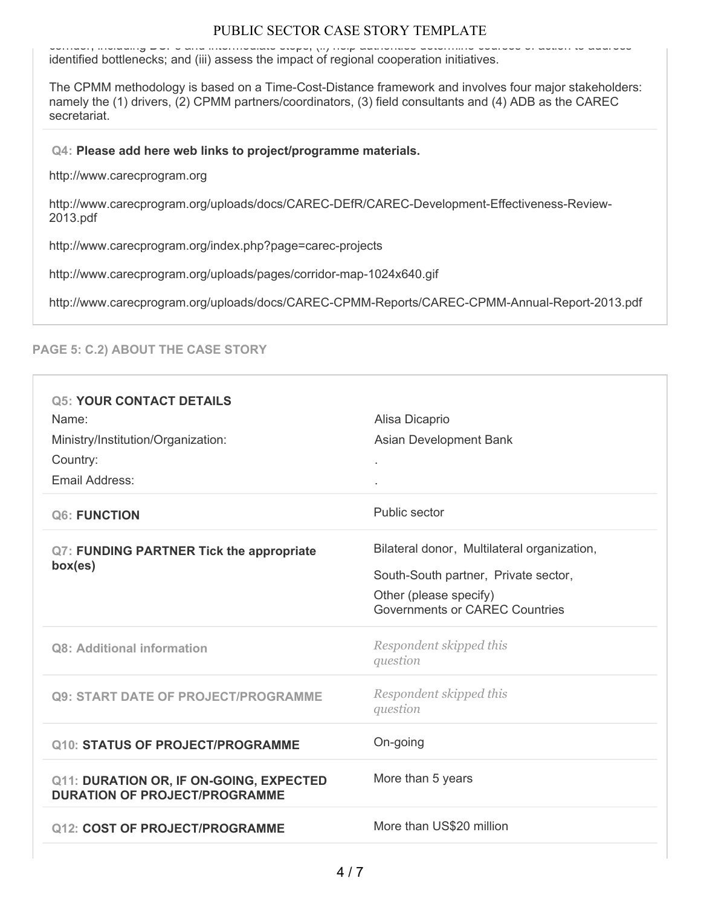identified bottlenecks; and (iii) assess the impact of regional cooperation initiatives.

The CPMM methodology is based on a Time-Cost-Distance framework and involves four major stakeholders: namely the (1) drivers, (2) CPMM partners/coordinators, (3) field consultants and (4) ADB as the CAREC secretariat.

**Q4: Please add here web links to project/programme materials.**

http://www.carecprogram.org

http://www.carecprogram.org/uploads/docs/CAREC-DEfR/CAREC-Development-Effectiveness-Review-2013.pdf

http://www.carecprogram.org/index.php?page=carec-projects

http://www.carecprogram.org/uploads/pages/corridor-map-1024x640.gif

http://www.carecprogram.org/uploads/docs/CAREC-CPMM-Reports/CAREC-CPMM-Annual-Report-2013.pdf

## PAGE 5: C.2) ABOUT THE CASE STORY

**Q5: YOUR CONTACT DETAILS**

| | |
|---|---|
| Name: | Alisa Dicaprio |
| Ministry/Institution/Organization: | Asian Development Bank |
| Country: | . |
| Email Address: | . |

| | |
|---|---|
| **Q6: FUNCTION** | Public sector |
| **Q7: FUNDING PARTNER Tick the appropriate box(es)** | Bilateral donor, Multilateral organization, South-South partner, Private sector, Other (please specify) Governments or CAREC Countries |
| **Q8: Additional information** | *Respondent skipped this question* |
| **Q9: START DATE OF PROJECT/PROGRAMME** | *Respondent skipped this question* |
| **Q10: STATUS OF PROJECT/PROGRAMME** | On-going |
| **Q11: DURATION OR, IF ON-GOING, EXPECTED DURATION OF PROJECT/PROGRAMME** | More than 5 years |
| **Q12: COST OF PROJECT/PROGRAMME** | More than US$20 million |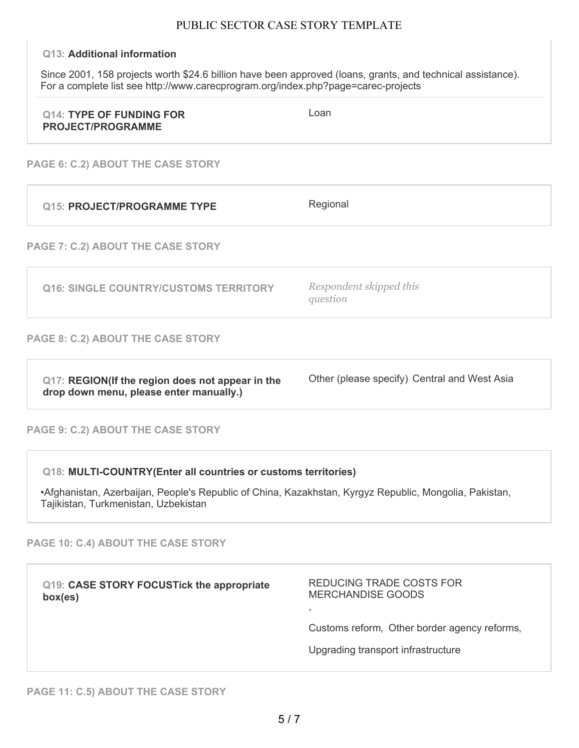**Q13: Additional information**

Since 2001, 158 projects worth $24.6 billion have been approved (loans, grants, and technical assistance). For a complete list see http://www.carecprogram.org/index.php?page=carec-projects

| **Q14: TYPE OF FUNDING FOR PROJECT/PROGRAMME** | Loan |
| --- | --- |

### PAGE 6: C.2) ABOUT THE CASE STORY

| **Q15: PROJECT/PROGRAMME TYPE** | Regional |
| --- | --- |

### PAGE 7: C.2) ABOUT THE CASE STORY

| **Q16: SINGLE COUNTRY/CUSTOMS TERRITORY** | *Respondent skipped this question* |
| --- | --- |

### PAGE 8: C.2) ABOUT THE CASE STORY

| **Q17: REGION(If the region does not appear in the drop down menu, please enter manually.)** | Other (please specify) Central and West Asia |
| --- | --- |

### PAGE 9: C.2) ABOUT THE CASE STORY

**Q18: MULTI-COUNTRY(Enter all countries or customs territories)**

•Afghanistan, Azerbaijan, People's Republic of China, Kazakhstan, Kyrgyz Republic, Mongolia, Pakistan, Tajikistan, Turkmenistan, Uzbekistan

### PAGE 10: C.4) ABOUT THE CASE STORY

**Q19: CASE STORY FOCUSTick the appropriate box(es)**

REDUCING TRADE COSTS FOR MERCHANDISE GOODS

,

Customs reform, Other border agency reforms,

Upgrading transport infrastructure

### PAGE 11: C.5) ABOUT THE CASE STORY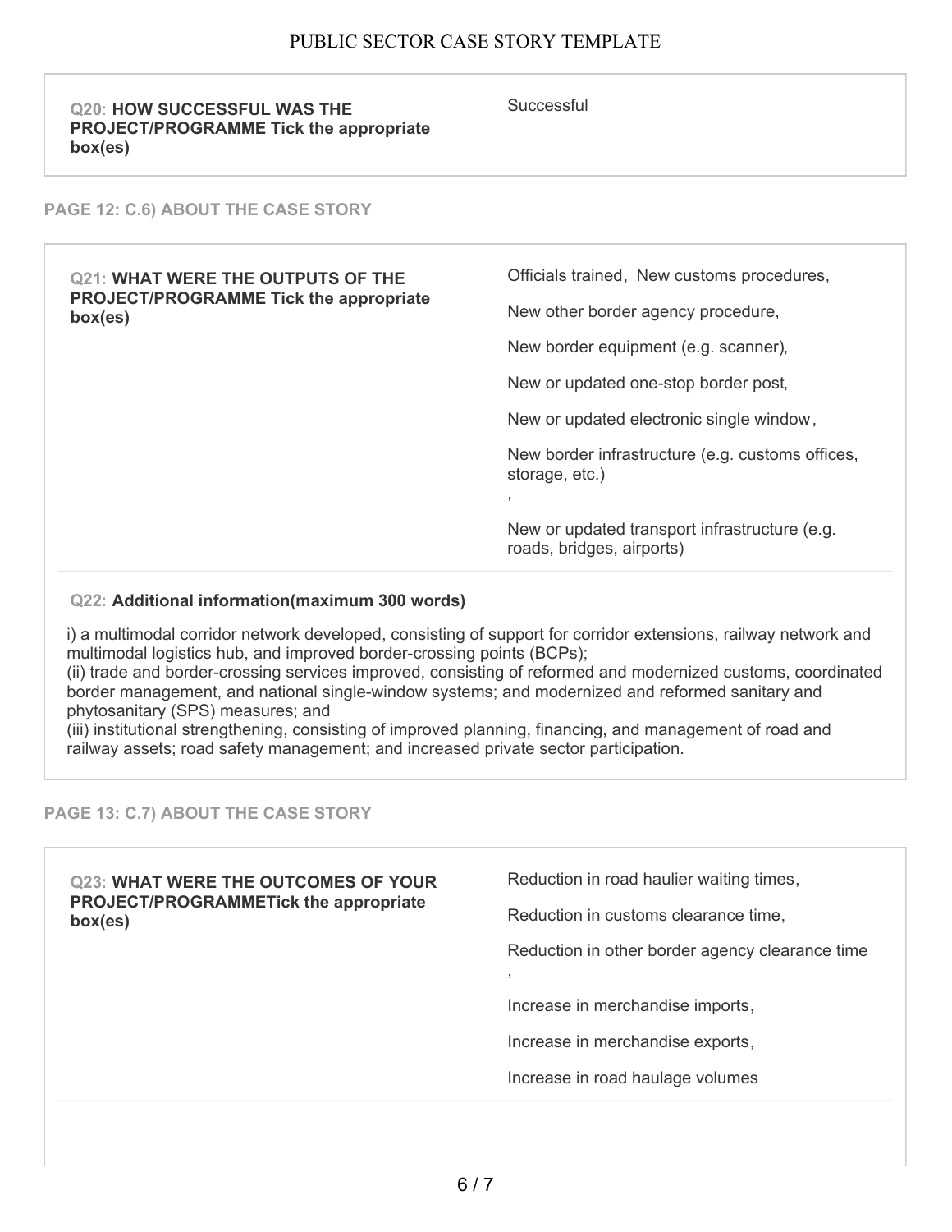| Q20: HOW SUCCESSFUL WAS THE PROJECT/PROGRAMME Tick the appropriate box(es) | Successful |
| --- | --- |

## PAGE 12: C.6) ABOUT THE CASE STORY

| Q21: WHAT WERE THE OUTPUTS OF THE PROJECT/PROGRAMME Tick the appropriate box(es) | Officials trained, New customs procedures, New other border agency procedure, New border equipment (e.g. scanner), New or updated one-stop border post, New or updated electronic single window, New border infrastructure (e.g. customs offices, storage, etc.) , New or updated transport infrastructure (e.g. roads, bridges, airports) |
| --- | --- |

**Q22: Additional information(maximum 300 words)**

i) a multimodal corridor network developed, consisting of support for corridor extensions, railway network and multimodal logistics hub, and improved border-crossing points (BCPs);
(ii) trade and border-crossing services improved, consisting of reformed and modernized customs, coordinated border management, and national single-window systems; and modernized and reformed sanitary and phytosanitary (SPS) measures; and
(iii) institutional strengthening, consisting of improved planning, financing, and management of road and railway assets; road safety management; and increased private sector participation.

## PAGE 13: C.7) ABOUT THE CASE STORY

| Q23: WHAT WERE THE OUTCOMES OF YOUR PROJECT/PROGRAMMETick the appropriate box(es) | Reduction in road haulier waiting times, Reduction in customs clearance time, Reduction in other border agency clearance time , Increase in merchandise imports, Increase in merchandise exports, Increase in road haulage volumes |
| --- | --- |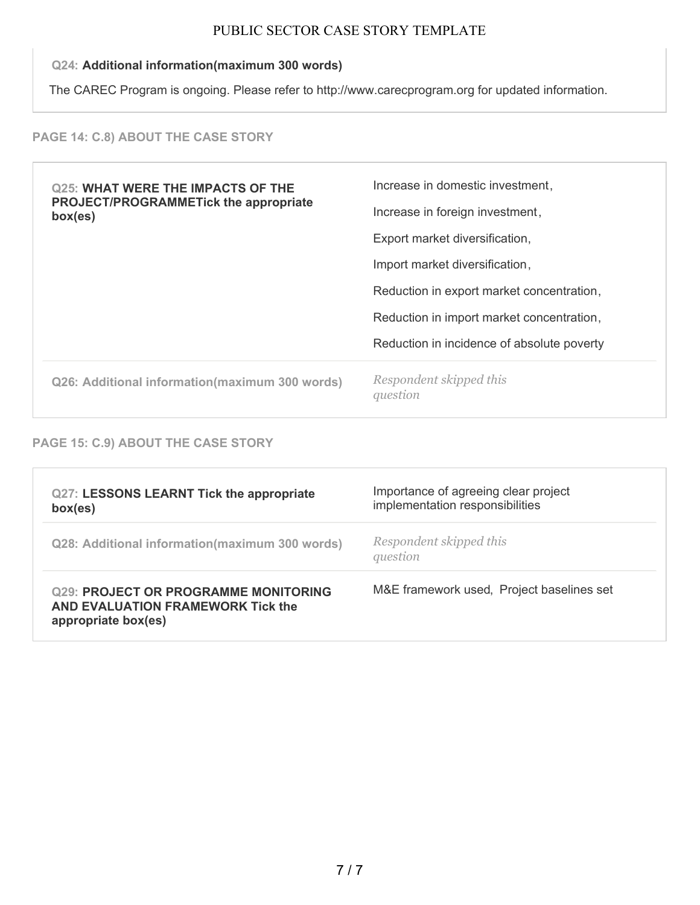**Q24: Additional information(maximum 300 words)**

The CAREC Program is ongoing. Please refer to http://www.carecprogram.org for updated information.

## PAGE 14: C.8) ABOUT THE CASE STORY

| | |
|---|---|
| **Q25: WHAT WERE THE IMPACTS OF THE PROJECT/PROGRAMMETick the appropriate box(es)** | Increase in domestic investment, Increase in foreign investment, Export market diversification, Import market diversification, Reduction in export market concentration, Reduction in import market concentration, Reduction in incidence of absolute poverty |
| **Q26: Additional information(maximum 300 words)** | *Respondent skipped this question* |

## PAGE 15: C.9) ABOUT THE CASE STORY

| | |
|---|---|
| **Q27: LESSONS LEARNT Tick the appropriate box(es)** | Importance of agreeing clear project implementation responsibilities |
| **Q28: Additional information(maximum 300 words)** | *Respondent skipped this question* |
| **Q29: PROJECT OR PROGRAMME MONITORING AND EVALUATION FRAMEWORK Tick the appropriate box(es)** | M&E framework used, Project baselines set |